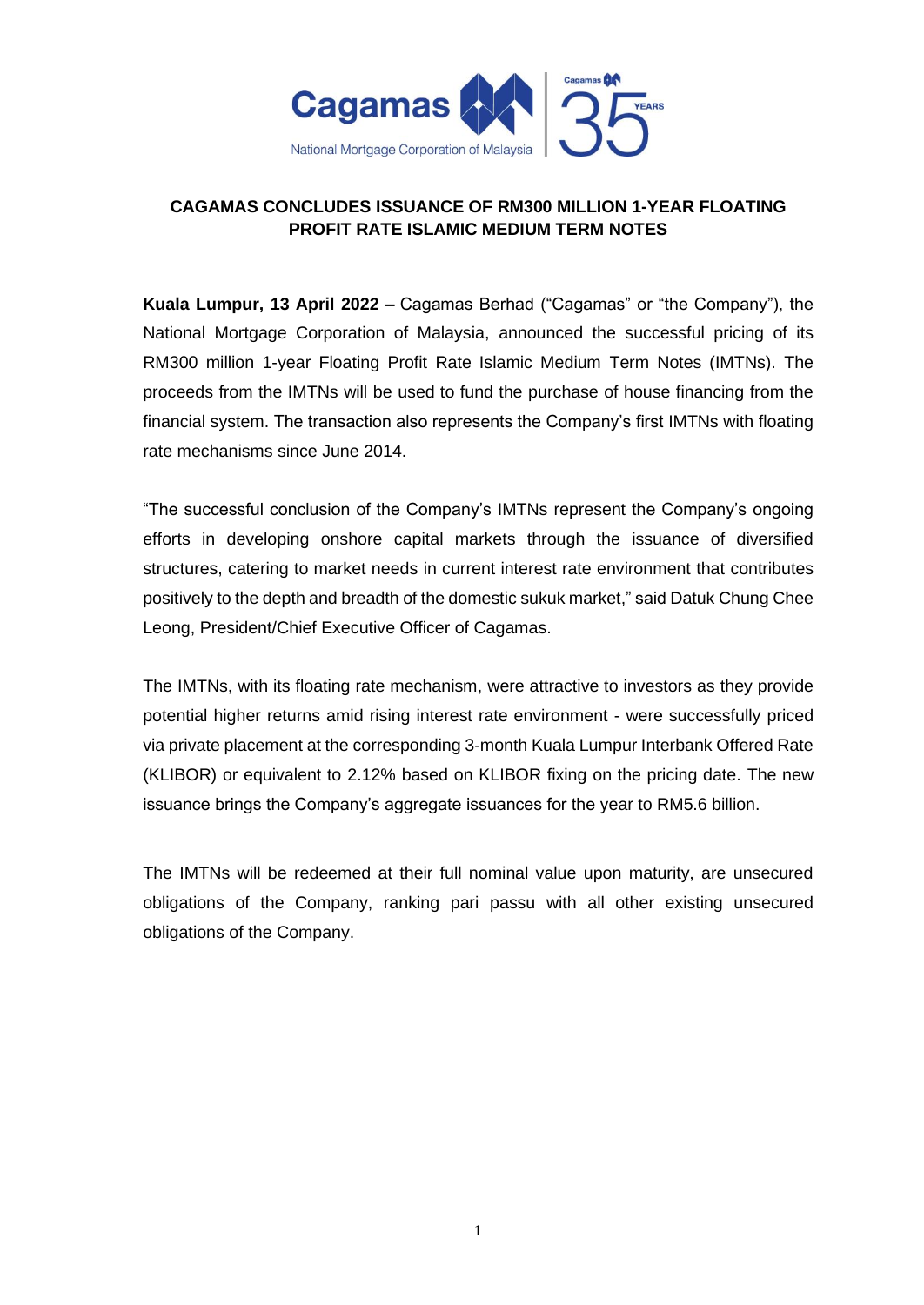**CAGAMAS CONCLUDES ISSUANCE OF RM300 MILLION 1-YEAR FLOATING PROFIT RATE ISLAMIC MEDIUM TERM NOTES**

**Kuala Lumpur, 13 April 2022 –** Cagamas Berhad ("Cagamas" or "the Company"), the National Mortgage Corporation of Malaysia, announced the successful pricing of its RM300 million 1-year Floating Profit Rate Islamic Medium Term Notes (IMTNs). The proceeds from the IMTNs will be used to fund the purchase of house financing from the financial system. The transaction also represents the Company's first IMTNs with floating rate mechanisms since June 2014.

"The successful conclusion of the Company's IMTNs represent the Company's ongoing efforts in developing onshore capital markets through the issuance of diversified structures, catering to market needs in current interest rate environment that contributes positively to the depth and breadth of the domestic sukuk market," said Datuk Chung Chee Leong, President/Chief Executive Officer of Cagamas.

The IMTNs, with its floating rate mechanism, were attractive to investors as they provide potential higher returns amid rising interest rate environment - were successfully priced via private placement at the corresponding 3-month Kuala Lumpur Interbank Offered Rate (KLIBOR) or equivalent to 2.12% based on KLIBOR fixing on the pricing date. The new issuance brings the Company's aggregate issuances for the year to RM5.6 billion.

The IMTNs will be redeemed at their full nominal value upon maturity, are unsecured obligations of the Company, ranking pari passu with all other existing unsecured obligations of the Company.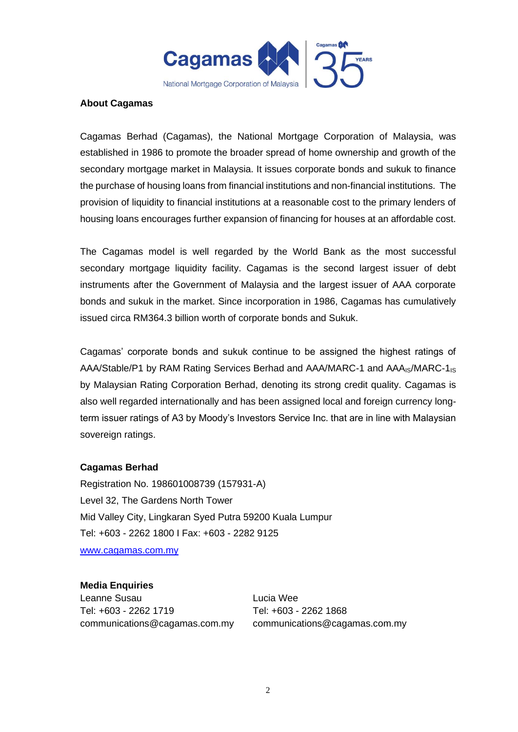## About Cagamas

Cagamas Berhad (Cagamas), the National Mortgage Corporation of Malaysia, was established in 1986 to promote the broader spread of home ownership and growth of the secondary mortgage market in Malaysia. It issues corporate bonds and sukuk to finance the purchase of housing loans from financial institutions and non-financial institutions. The provision of liquidity to financial institutions at a reasonable cost to the primary lenders of housing loans encourages further expansion of financing for houses at an affordable cost.

The Cagamas model is well regarded by the World Bank as the most successful secondary mortgage liquidity facility. Cagamas is the second largest issuer of debt instruments after the Government of Malaysia and the largest issuer of AAA corporate bonds and sukuk in the market. Since incorporation in 1986, Cagamas has cumulatively issued circa RM364.3 billion worth of corporate bonds and Sukuk.

Cagamas' corporate bonds and sukuk continue to be assigned the highest ratings of AAA/Stable/P1 by RAM Rating Services Berhad and AAA/MARC-1 and $AAA_{IS}$/MARC-$1_{IS}$ by Malaysian Rating Corporation Berhad, denoting its strong credit quality. Cagamas is also well regarded internationally and has been assigned local and foreign currency long-term issuer ratings of A3 by Moody's Investors Service Inc. that are in line with Malaysian sovereign ratings.

**Cagamas Berhad**
Registration No. 198601008739 (157931-A)
Level 32, The Gardens North Tower
Mid Valley City, Lingkaran Syed Putra 59200 Kuala Lumpur
Tel: +603 - 2262 1800 I Fax: +603 - 2282 9125
www.cagamas.com.my

**Media Enquiries**

Leanne Susau
Tel: +603 - 2262 1719
communications@cagamas.com.my

Lucia Wee
Tel: +603 - 2262 1868
communications@cagamas.com.my